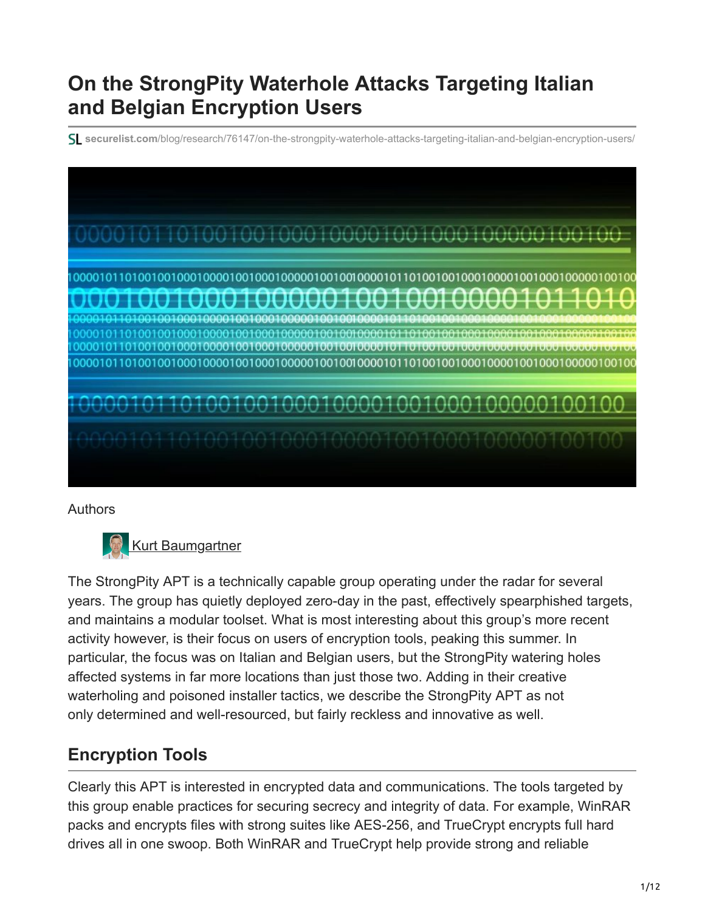# On the StrongPity Waterhole Attacks Targeting Italian and Belgian Encryption Users

securelist.com/blog/research/76147/on-the-strongpity-waterhole-attacks-targeting-italian-and-belgian-encryption-users/

Authors

Kurt Baumgartner

The StrongPity APT is a technically capable group operating under the radar for several years. The group has quietly deployed zero-day in the past, effectively spearphished targets, and maintains a modular toolset. What is most interesting about this group's more recent activity however, is their focus on users of encryption tools, peaking this summer. In particular, the focus was on Italian and Belgian users, but the StrongPity watering holes affected systems in far more locations than just those two. Adding in their creative waterholing and poisoned installer tactics, we describe the StrongPity APT as not only determined and well-resourced, but fairly reckless and innovative as well.

## Encryption Tools

Clearly this APT is interested in encrypted data and communications. The tools targeted by this group enable practices for securing secrecy and integrity of data. For example, WinRAR packs and encrypts files with strong suites like AES-256, and TrueCrypt encrypts full hard drives all in one swoop. Both WinRAR and TrueCrypt help provide strong and reliable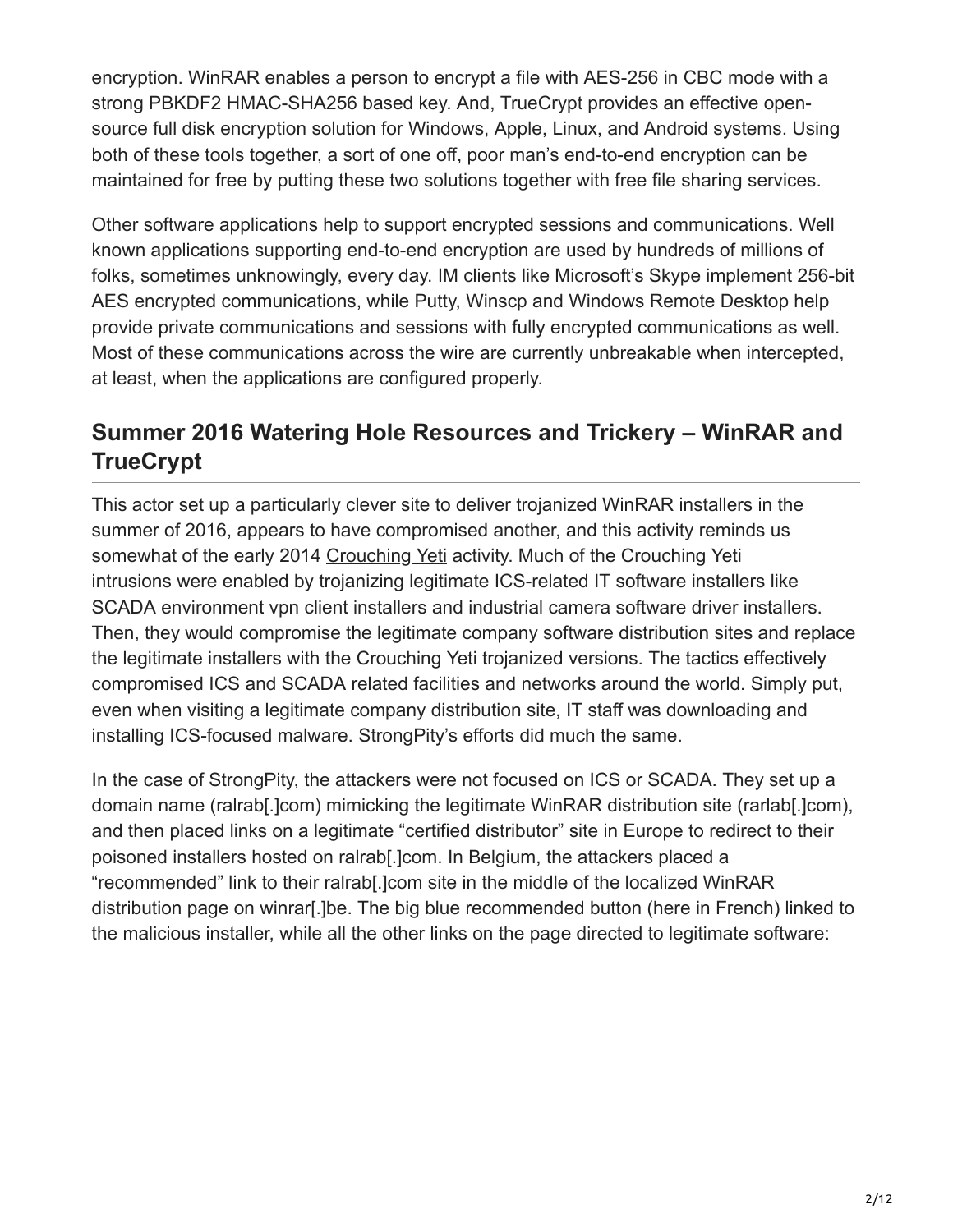encryption. WinRAR enables a person to encrypt a file with AES-256 in CBC mode with a strong PBKDF2 HMAC-SHA256 based key. And, TrueCrypt provides an effective open-source full disk encryption solution for Windows, Apple, Linux, and Android systems. Using both of these tools together, a sort of one off, poor man's end-to-end encryption can be maintained for free by putting these two solutions together with free file sharing services.

Other software applications help to support encrypted sessions and communications. Well known applications supporting end-to-end encryption are used by hundreds of millions of folks, sometimes unknowingly, every day. IM clients like Microsoft's Skype implement 256-bit AES encrypted communications, while Putty, Winscp and Windows Remote Desktop help provide private communications and sessions with fully encrypted communications as well. Most of these communications across the wire are currently unbreakable when intercepted, at least, when the applications are configured properly.

## Summer 2016 Watering Hole Resources and Trickery – WinRAR and TrueCrypt

This actor set up a particularly clever site to deliver trojanized WinRAR installers in the summer of 2016, appears to have compromised another, and this activity reminds us somewhat of the early 2014 Crouching Yeti activity. Much of the Crouching Yeti intrusions were enabled by trojanizing legitimate ICS-related IT software installers like SCADA environment vpn client installers and industrial camera software driver installers. Then, they would compromise the legitimate company software distribution sites and replace the legitimate installers with the Crouching Yeti trojanized versions. The tactics effectively compromised ICS and SCADA related facilities and networks around the world. Simply put, even when visiting a legitimate company distribution site, IT staff was downloading and installing ICS-focused malware. StrongPity's efforts did much the same.

In the case of StrongPity, the attackers were not focused on ICS or SCADA. They set up a domain name (ralrab[.]com) mimicking the legitimate WinRAR distribution site (rarlab[.]com), and then placed links on a legitimate "certified distributor" site in Europe to redirect to their poisoned installers hosted on ralrab[.]com. In Belgium, the attackers placed a "recommended" link to their ralrab[.]com site in the middle of the localized WinRAR distribution page on winrar[.]be. The big blue recommended button (here in French) linked to the malicious installer, while all the other links on the page directed to legitimate software: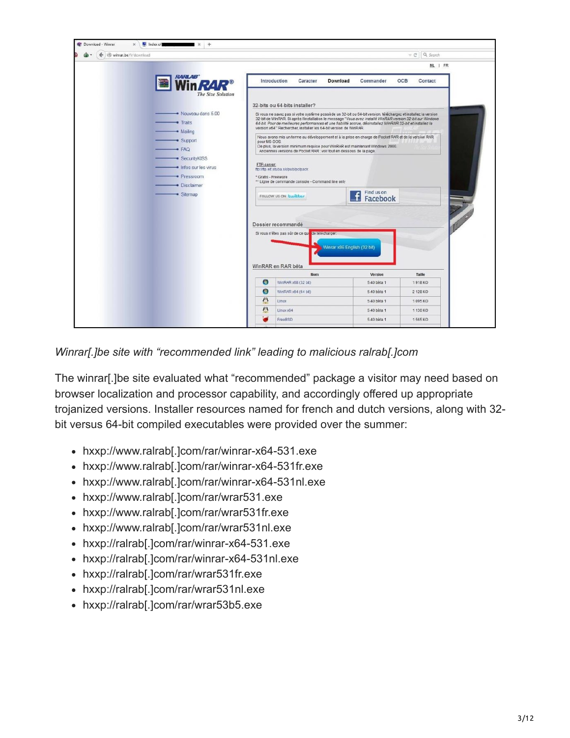*Winrar[.]be site with "recommended link" leading to malicious ralrab[.]com*

The winrar[.]be site evaluated what "recommended" package a visitor may need based on browser localization and processor capability, and accordingly offered up appropriate trojanized versions. Installer resources named for french and dutch versions, along with 32-bit versus 64-bit compiled executables were provided over the summer:

- hxxp://www.ralrab[.]com/rar/winrar-x64-531.exe
- hxxp://www.ralrab[.]com/rar/winrar-x64-531fr.exe
- hxxp://www.ralrab[.]com/rar/winrar-x64-531nl.exe
- hxxp://www.ralrab[.]com/rar/wrar531.exe
- hxxp://www.ralrab[.]com/rar/wrar531fr.exe
- hxxp://www.ralrab[.]com/rar/wrar531nl.exe
- hxxp://ralrab[.]com/rar/winrar-x64-531.exe
- hxxp://ralrab[.]com/rar/winrar-x64-531nl.exe
- hxxp://ralrab[.]com/rar/wrar531fr.exe
- hxxp://ralrab[.]com/rar/wrar531nl.exe
- hxxp://ralrab[.]com/rar/wrar53b5.exe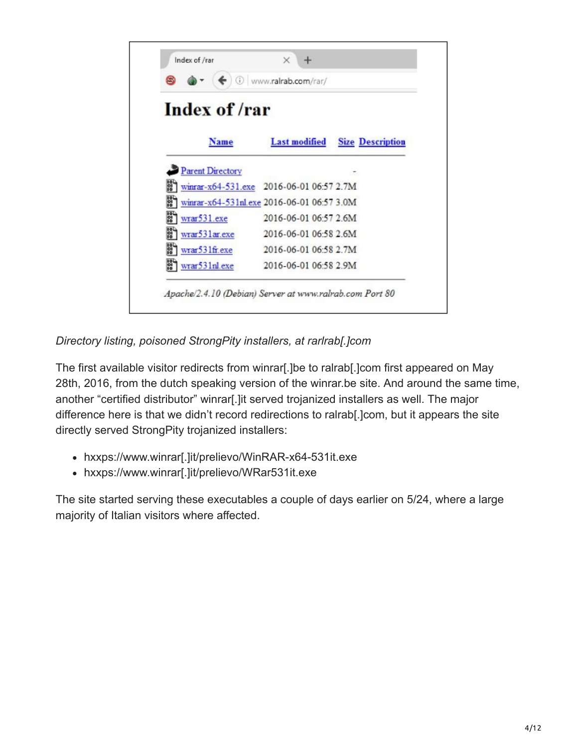*Directory listing, poisoned StrongPity installers, at rarlrab[.]com*

The first available visitor redirects from winrar[.]be to ralrab[.]com first appeared on May 28th, 2016, from the dutch speaking version of the winrar.be site. And around the same time, another "certified distributor" winrar[.]it served trojanized installers as well. The major difference here is that we didn't record redirections to ralrab[.]com, but it appears the site directly served StrongPity trojanized installers:

- hxxps://www.winrar[.]it/prelievo/WinRAR-x64-531it.exe
- hxxps://www.winrar[.]it/prelievo/WRar531it.exe

The site started serving these executables a couple of days earlier on 5/24, where a large majority of Italian visitors where affected.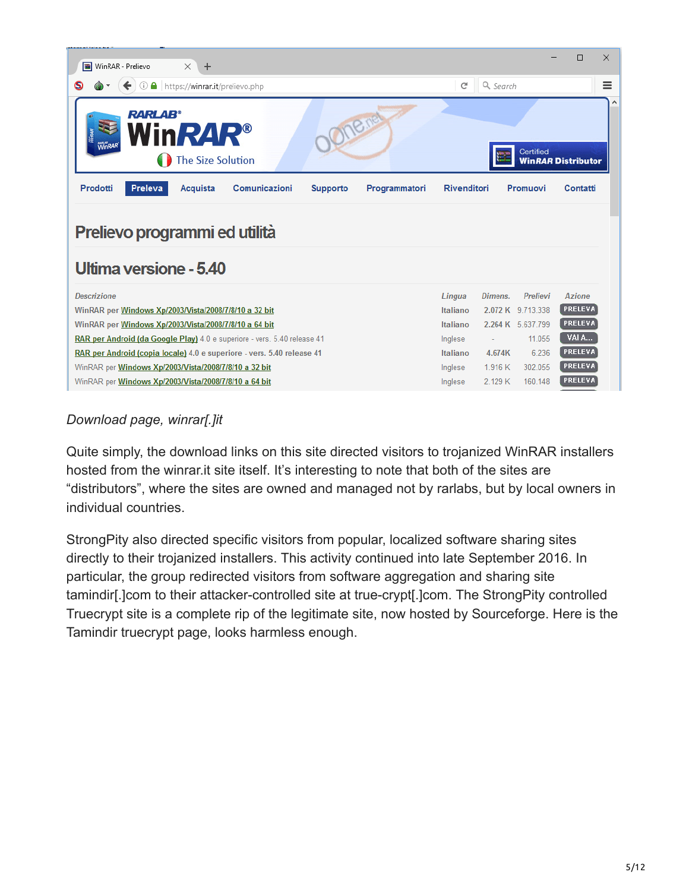*Download page, winrar[.]it*

Quite simply, the download links on this site directed visitors to trojanized WinRAR installers hosted from the winrar.it site itself. It's interesting to note that both of the sites are "distributors", where the sites are owned and managed not by rarlabs, but by local owners in individual countries.

StrongPity also directed specific visitors from popular, localized software sharing sites directly to their trojanized installers. This activity continued into late September 2016. In particular, the group redirected visitors from software aggregation and sharing site tamindir[.]com to their attacker-controlled site at true-crypt[.]com. The StrongPity controlled Truecrypt site is a complete rip of the legitimate site, now hosted by Sourceforge. Here is the Tamindir truecrypt page, looks harmless enough.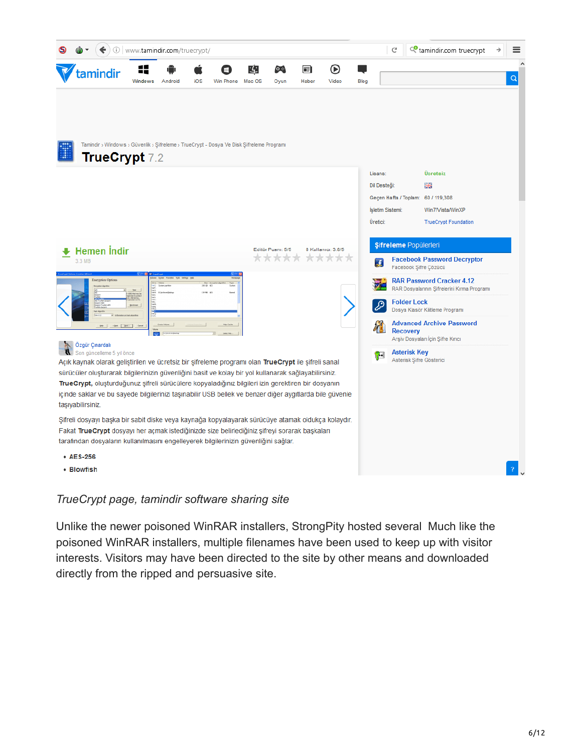*TrueCrypt page, tamindir software sharing site*

Unlike the newer poisoned WinRAR installers, StrongPity hosted several  Much like the poisoned WinRAR installers, multiple filenames have been used to keep up with visitor interests. Visitors may have been directed to the site by other means and downloaded directly from the ripped and persuasive site.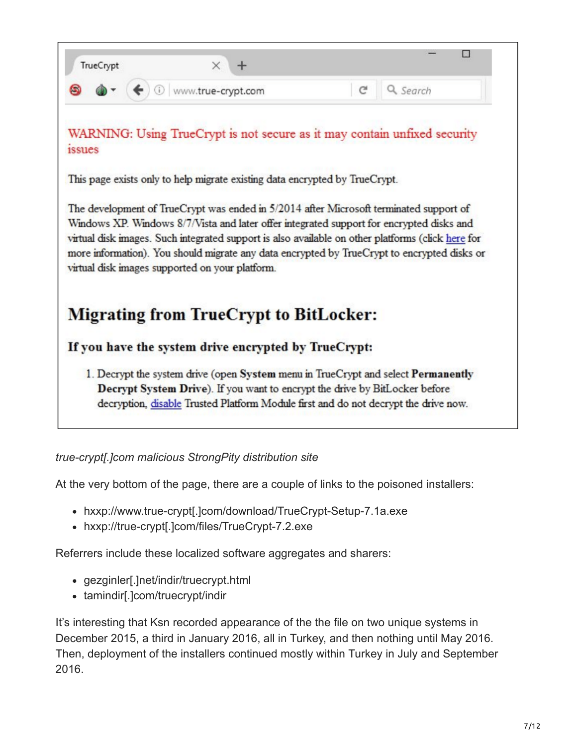TrueCrypt

www.true-crypt.com

WARNING: Using TrueCrypt is not secure as it may contain unfixed security issues

This page exists only to help migrate existing data encrypted by TrueCrypt.

The development of TrueCrypt was ended in 5/2014 after Microsoft terminated support of Windows XP. Windows 8/7/Vista and later offer integrated support for encrypted disks and virtual disk images. Such integrated support is also available on other platforms (click here for more information). You should migrate any data encrypted by TrueCrypt to encrypted disks or virtual disk images supported on your platform.

## Migrating from TrueCrypt to BitLocker:

### If you have the system drive encrypted by TrueCrypt:

1. Decrypt the system drive (open **System** menu in TrueCrypt and select **Permanently Decrypt System Drive**). If you want to encrypt the drive by BitLocker before decryption, disable Trusted Platform Module first and do not decrypt the drive now.

*true-crypt[.]com malicious StrongPity distribution site*

At the very bottom of the page, there are a couple of links to the poisoned installers:

- hxxp://www.true-crypt[.]com/download/TrueCrypt-Setup-7.1a.exe
- hxxp://true-crypt[.]com/files/TrueCrypt-7.2.exe

Referrers include these localized software aggregates and sharers:

- gezginler[.]net/indir/truecrypt.html
- tamindir[.]com/truecrypt/indir

It's interesting that Ksn recorded appearance of the the file on two unique systems in December 2015, a third in January 2016, all in Turkey, and then nothing until May 2016. Then, deployment of the installers continued mostly within Turkey in July and September 2016.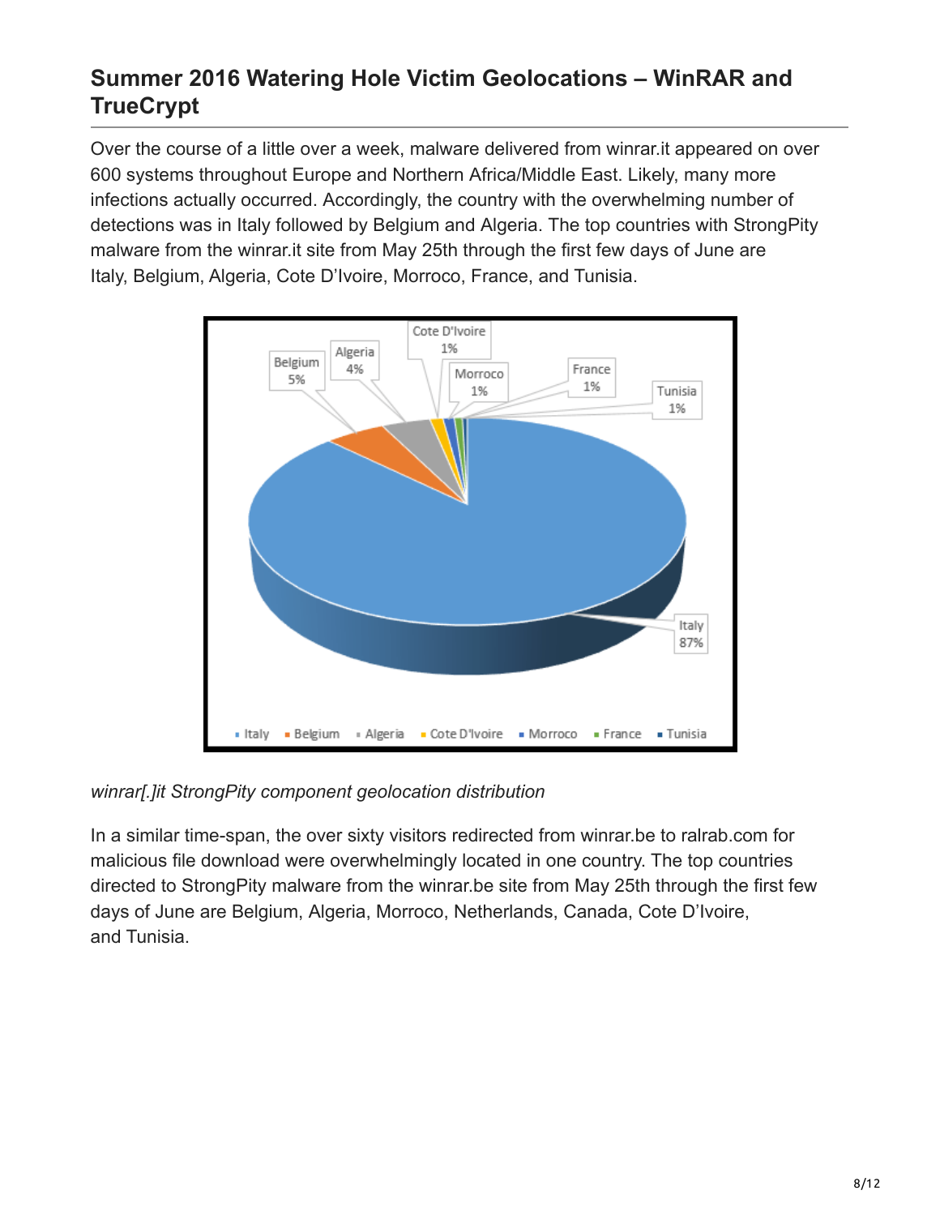## Summer 2016 Watering Hole Victim Geolocations – WinRAR and TrueCrypt

Over the course of a little over a week, malware delivered from winrar.it appeared on over 600 systems throughout Europe and Northern Africa/Middle East. Likely, many more infections actually occurred. Accordingly, the country with the overwhelming number of detections was in Italy followed by Belgium and Algeria. The top countries with StrongPity malware from the winrar.it site from May 25th through the first few days of June are Italy, Belgium, Algeria, Cote D'Ivoire, Morroco, France, and Tunisia.

*winrar[.]it StrongPity component geolocation distribution*

In a similar time-span, the over sixty visitors redirected from winrar.be to ralrab.com for malicious file download were overwhelmingly located in one country. The top countries directed to StrongPity malware from the winrar.be site from May 25th through the first few days of June are Belgium, Algeria, Morroco, Netherlands, Canada, Cote D'Ivoire, and Tunisia.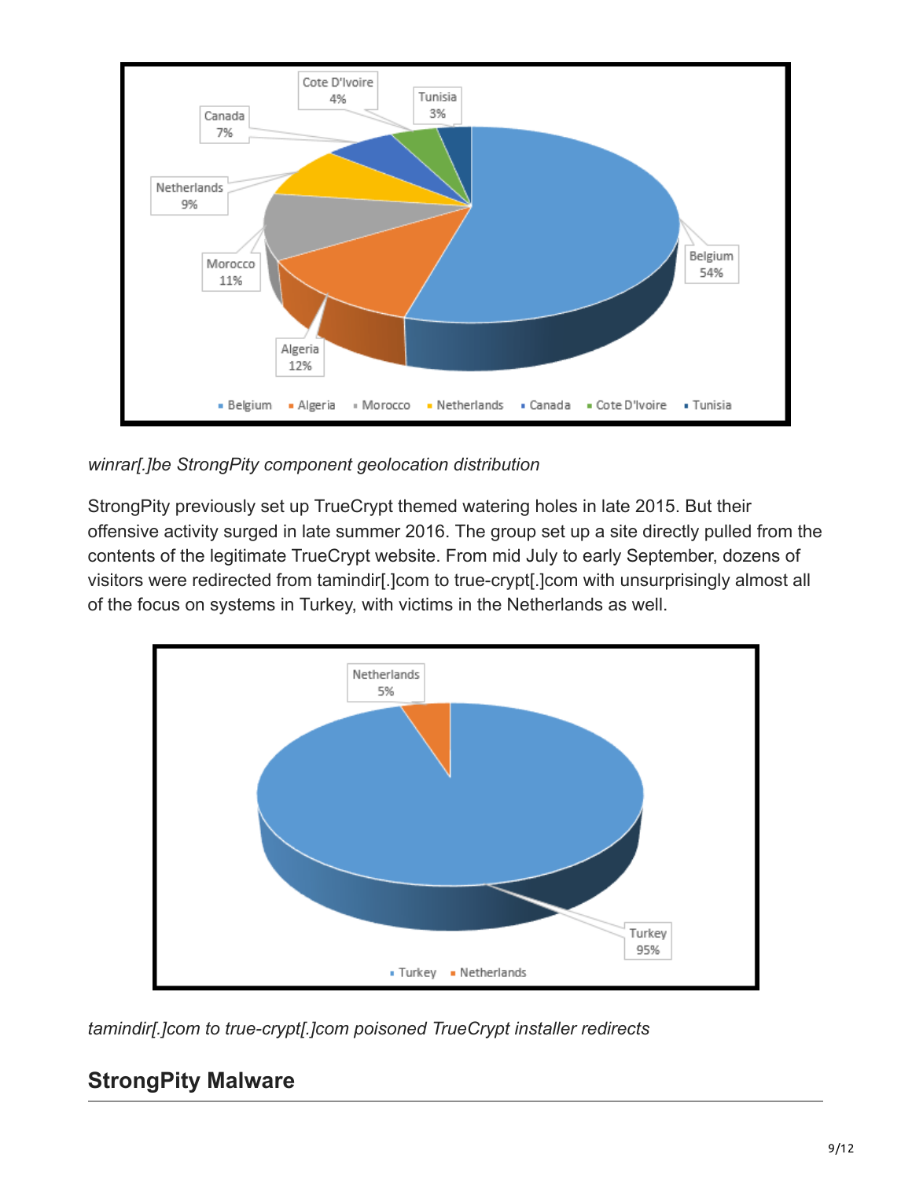*winrar[.]be StrongPity component geolocation distribution*

StrongPity previously set up TrueCrypt themed watering holes in late 2015. But their offensive activity surged in late summer 2016. The group set up a site directly pulled from the contents of the legitimate TrueCrypt website. From mid July to early September, dozens of visitors were redirected from tamindir[.]com to true-crypt[.]com with unsurprisingly almost all of the focus on systems in Turkey, with victims in the Netherlands as well.

*tamindir[.]com to true-crypt[.]com poisoned TrueCrypt installer redirects*

## StrongPity Malware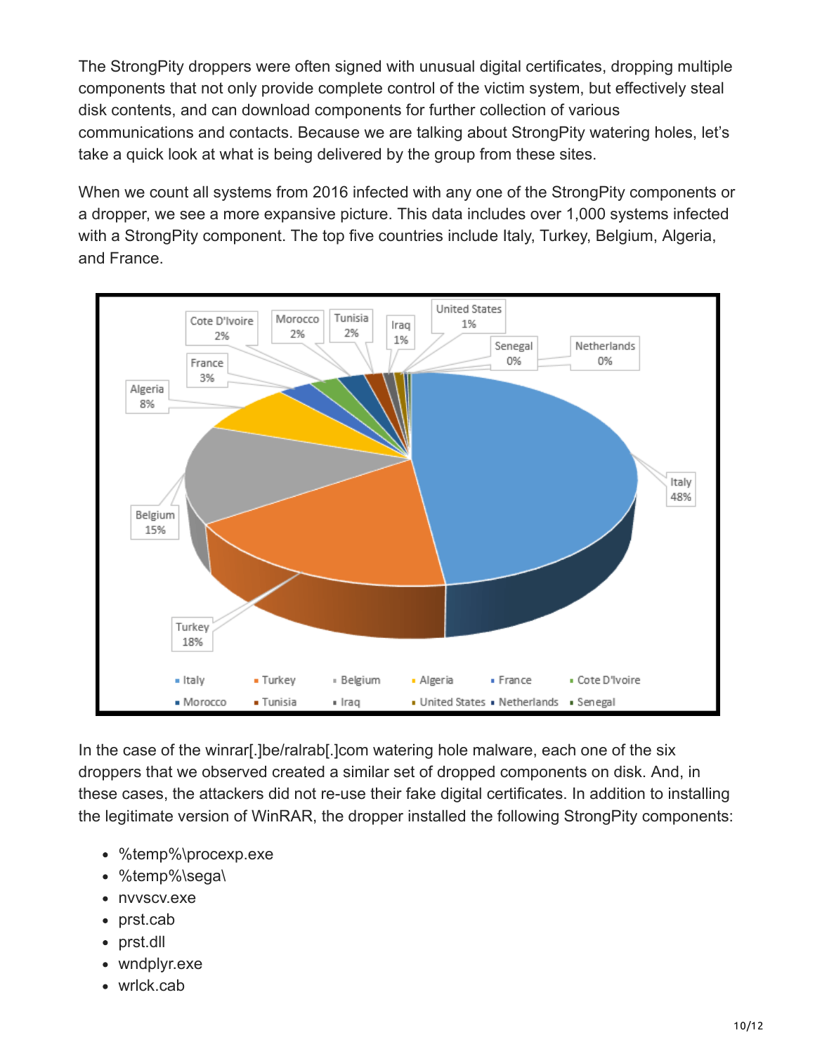The StrongPity droppers were often signed with unusual digital certificates, dropping multiple components that not only provide complete control of the victim system, but effectively steal disk contents, and can download components for further collection of various communications and contacts. Because we are talking about StrongPity watering holes, let's take a quick look at what is being delivered by the group from these sites.

When we count all systems from 2016 infected with any one of the StrongPity components or a dropper, we see a more expansive picture. This data includes over 1,000 systems infected with a StrongPity component. The top five countries include Italy, Turkey, Belgium, Algeria, and France.

In the case of the winrar[.]be/ralrab[.]com watering hole malware, each one of the six droppers that we observed created a similar set of dropped components on disk. And, in these cases, the attackers did not re-use their fake digital certificates. In addition to installing the legitimate version of WinRAR, the dropper installed the following StrongPity components:

- %temp%\procexp.exe
- %temp%\sega\
- nvvscv.exe
- prst.cab
- prst.dll
- wndplyr.exe
- wrlck.cab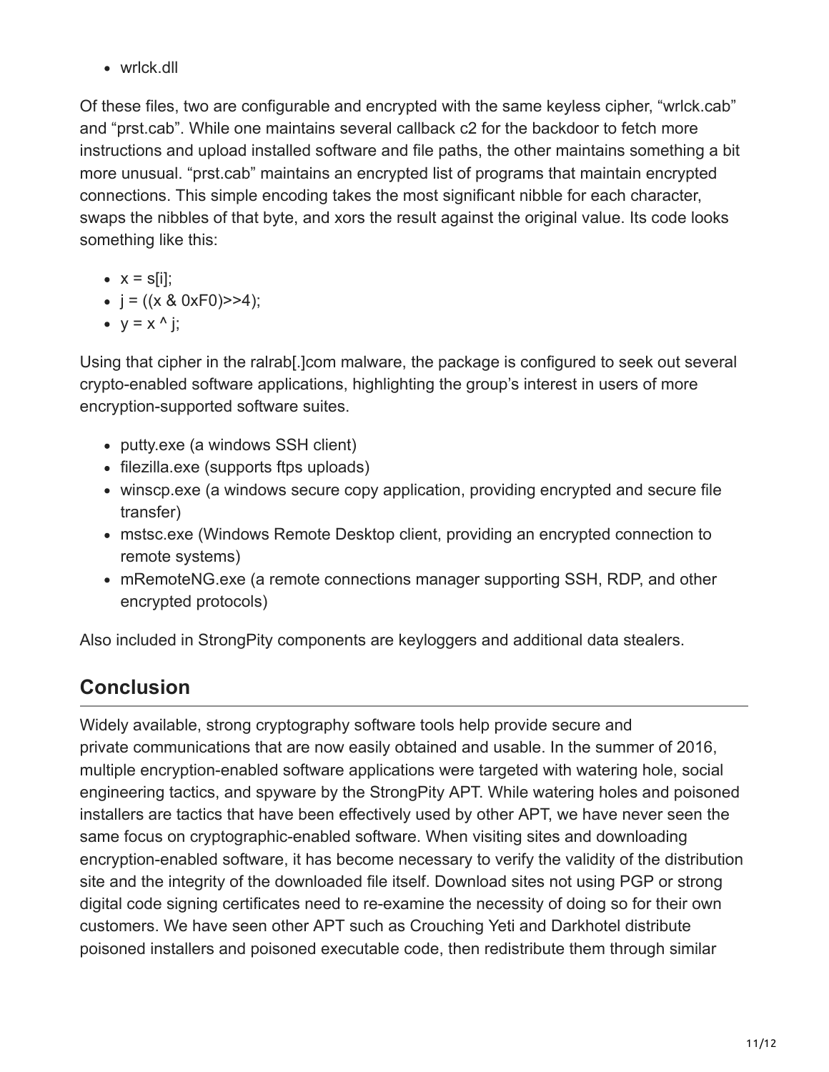- wrlck.dll

Of these files, two are configurable and encrypted with the same keyless cipher, "wrlck.cab" and "prst.cab". While one maintains several callback c2 for the backdoor to fetch more instructions and upload installed software and file paths, the other maintains something a bit more unusual. "prst.cab" maintains an encrypted list of programs that maintain encrypted connections. This simple encoding takes the most significant nibble for each character, swaps the nibbles of that byte, and xors the result against the original value. Its code looks something like this:

- x = s[i];
- j = ((x & 0xF0)>>4);
- y = x ^ j;

Using that cipher in the ralrab[.]com malware, the package is configured to seek out several crypto-enabled software applications, highlighting the group's interest in users of more encryption-supported software suites.

- putty.exe (a windows SSH client)
- filezilla.exe (supports ftps uploads)
- winscp.exe (a windows secure copy application, providing encrypted and secure file transfer)
- mstsc.exe (Windows Remote Desktop client, providing an encrypted connection to remote systems)
- mRemoteNG.exe (a remote connections manager supporting SSH, RDP, and other encrypted protocols)

Also included in StrongPity components are keyloggers and additional data stealers.

## Conclusion

Widely available, strong cryptography software tools help provide secure and private communications that are now easily obtained and usable. In the summer of 2016, multiple encryption-enabled software applications were targeted with watering hole, social engineering tactics, and spyware by the StrongPity APT. While watering holes and poisoned installers are tactics that have been effectively used by other APT, we have never seen the same focus on cryptographic-enabled software. When visiting sites and downloading encryption-enabled software, it has become necessary to verify the validity of the distribution site and the integrity of the downloaded file itself. Download sites not using PGP or strong digital code signing certificates need to re-examine the necessity of doing so for their own customers. We have seen other APT such as Crouching Yeti and Darkhotel distribute poisoned installers and poisoned executable code, then redistribute them through similar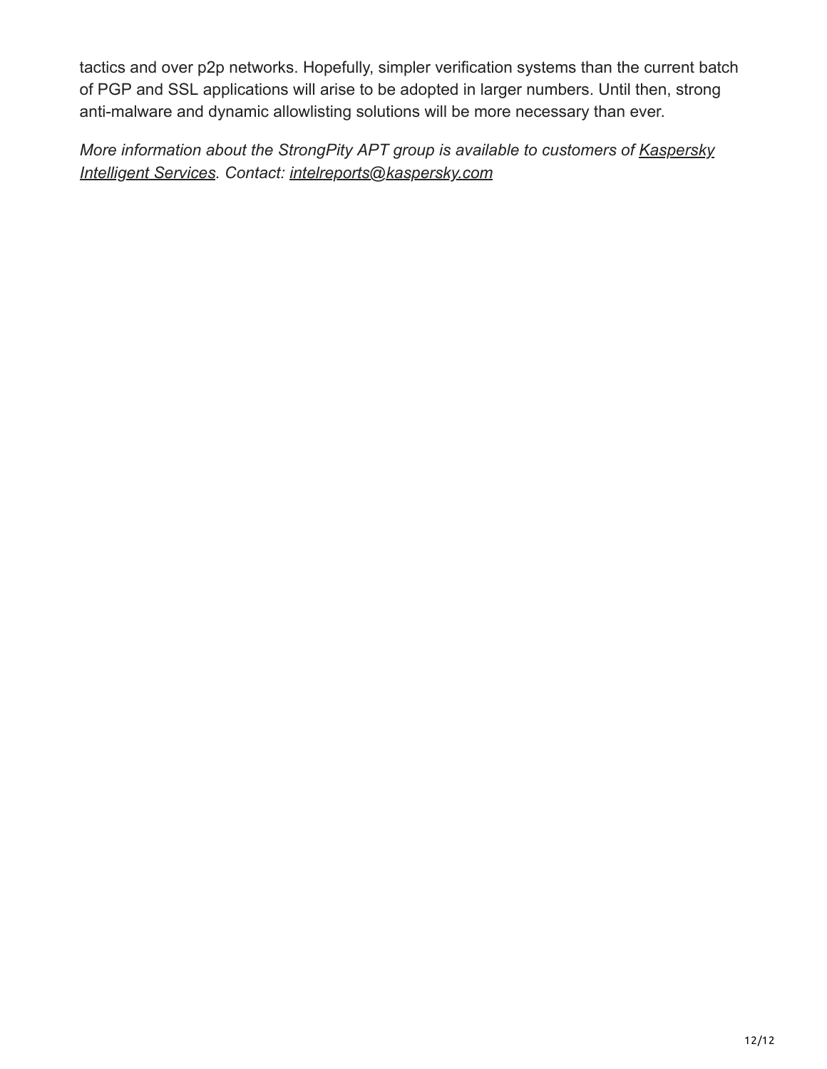tactics and over p2p networks. Hopefully, simpler verification systems than the current batch of PGP and SSL applications will arise to be adopted in larger numbers. Until then, strong anti-malware and dynamic allowlisting solutions will be more necessary than ever.

*More information about the StrongPity APT group is available to customers of [Kaspersky Intelligent Services](). Contact: [intelreports@kaspersky.com]()*